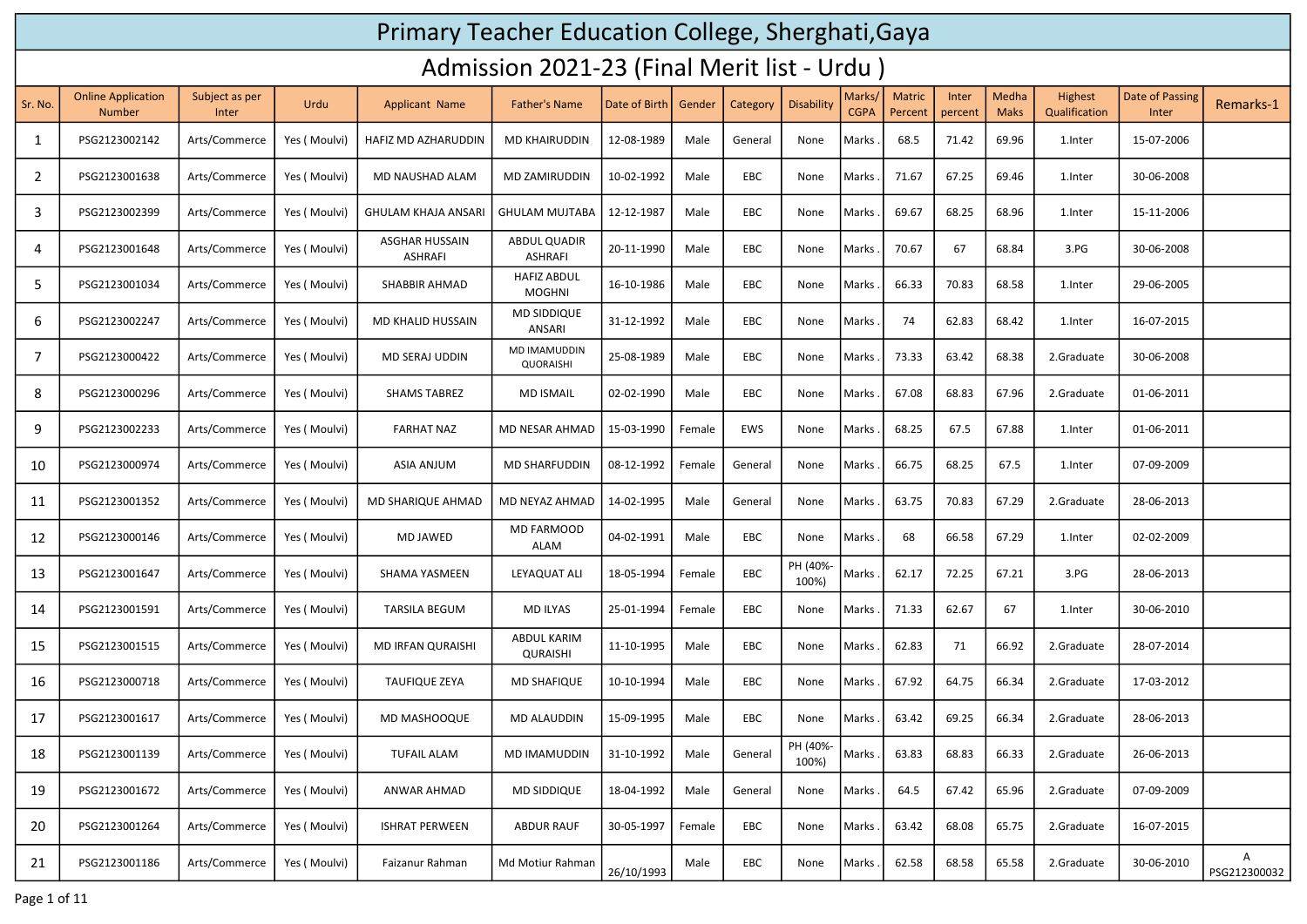# Primary Teacher Education College, Sherghati,Gaya

## Admission 2021-23 (Final Merit list - Urdu )

| Sr. No. | Online Application Number | Subject as per Inter | Urdu | Applicant Name | Father's Name | Date of Birth | Gender | Category | Disability | Marks/ CGPA | Matric Percent | Inter percent | Medha Maks | Highest Qualification | Date of Passing Inter | Remarks-1 |
|---|---|---|---|---|---|---|---|---|---|---|---|---|---|---|---|---|
| 1 | PSG2123002142 | Arts/Commerce | Yes ( Moulvi) | HAFIZ MD AZHARUDDIN | MD KHAIRUDDIN | 12-08-1989 | Male | General | None | Marks . | 68.5 | 71.42 | 69.96 | 1.Inter | 15-07-2006 | |
| 2 | PSG2123001638 | Arts/Commerce | Yes ( Moulvi) | MD NAUSHAD ALAM | MD ZAMIRUDDIN | 10-02-1992 | Male | EBC | None | Marks . | 71.67 | 67.25 | 69.46 | 1.Inter | 30-06-2008 | |
| 3 | PSG2123002399 | Arts/Commerce | Yes ( Moulvi) | GHULAM KHAJA ANSARI | GHULAM MUJTABA | 12-12-1987 | Male | EBC | None | Marks . | 69.67 | 68.25 | 68.96 | 1.Inter | 15-11-2006 | |
| 4 | PSG2123001648 | Arts/Commerce | Yes ( Moulvi) | ASGHAR HUSSAIN ASHRAFI | ABDUL QUADIR ASHRAFI | 20-11-1990 | Male | EBC | None | Marks . | 70.67 | 67 | 68.84 | 3.PG | 30-06-2008 | |
| 5 | PSG2123001034 | Arts/Commerce | Yes ( Moulvi) | SHABBIR AHMAD | HAFIZ ABDUL MOGHNI | 16-10-1986 | Male | EBC | None | Marks . | 66.33 | 70.83 | 68.58 | 1.Inter | 29-06-2005 | |
| 6 | PSG2123002247 | Arts/Commerce | Yes ( Moulvi) | MD KHALID HUSSAIN | MD SIDDIQUE ANSARI | 31-12-1992 | Male | EBC | None | Marks . | 74 | 62.83 | 68.42 | 1.Inter | 16-07-2015 | |
| 7 | PSG2123000422 | Arts/Commerce | Yes ( Moulvi) | MD SERAJ UDDIN | MD IMAMUDDIN QUORAISHI | 25-08-1989 | Male | EBC | None | Marks . | 73.33 | 63.42 | 68.38 | 2.Graduate | 30-06-2008 | |
| 8 | PSG2123000296 | Arts/Commerce | Yes ( Moulvi) | SHAMS TABREZ | MD ISMAIL | 02-02-1990 | Male | EBC | None | Marks . | 67.08 | 68.83 | 67.96 | 2.Graduate | 01-06-2011 | |
| 9 | PSG2123002233 | Arts/Commerce | Yes ( Moulvi) | FARHAT NAZ | MD NESAR AHMAD | 15-03-1990 | Female | EWS | None | Marks . | 68.25 | 67.5 | 67.88 | 1.Inter | 01-06-2011 | |
| 10 | PSG2123000974 | Arts/Commerce | Yes ( Moulvi) | ASIA ANJUM | MD SHARFUDDIN | 08-12-1992 | Female | General | None | Marks . | 66.75 | 68.25 | 67.5 | 1.Inter | 07-09-2009 | |
| 11 | PSG2123001352 | Arts/Commerce | Yes ( Moulvi) | MD SHARIQUE AHMAD | MD NEYAZ AHMAD | 14-02-1995 | Male | General | None | Marks . | 63.75 | 70.83 | 67.29 | 2.Graduate | 28-06-2013 | |
| 12 | PSG2123000146 | Arts/Commerce | Yes ( Moulvi) | MD JAWED | MD FARMOOD ALAM | 04-02-1991 | Male | EBC | None | Marks . | 68 | 66.58 | 67.29 | 1.Inter | 02-02-2009 | |
| 13 | PSG2123001647 | Arts/Commerce | Yes ( Moulvi) | SHAMA YASMEEN | LEYAQUAT ALI | 18-05-1994 | Female | EBC | PH (40%-100%) | Marks . | 62.17 | 72.25 | 67.21 | 3.PG | 28-06-2013 | |
| 14 | PSG2123001591 | Arts/Commerce | Yes ( Moulvi) | TARSILA BEGUM | MD ILYAS | 25-01-1994 | Female | EBC | None | Marks . | 71.33 | 62.67 | 67 | 1.Inter | 30-06-2010 | |
| 15 | PSG2123001515 | Arts/Commerce | Yes ( Moulvi) | MD IRFAN QURAISHI | ABDUL KARIM QURAISHI | 11-10-1995 | Male | EBC | None | Marks . | 62.83 | 71 | 66.92 | 2.Graduate | 28-07-2014 | |
| 16 | PSG2123000718 | Arts/Commerce | Yes ( Moulvi) | TAUFIQUE ZEYA | MD SHAFIQUE | 10-10-1994 | Male | EBC | None | Marks . | 67.92 | 64.75 | 66.34 | 2.Graduate | 17-03-2012 | |
| 17 | PSG2123001617 | Arts/Commerce | Yes ( Moulvi) | MD MASHOOQUE | MD ALAUDDIN | 15-09-1995 | Male | EBC | None | Marks . | 63.42 | 69.25 | 66.34 | 2.Graduate | 28-06-2013 | |
| 18 | PSG2123001139 | Arts/Commerce | Yes ( Moulvi) | TUFAIL ALAM | MD IMAMUDDIN | 31-10-1992 | Male | General | PH (40%-100%) | Marks . | 63.83 | 68.83 | 66.33 | 2.Graduate | 26-06-2013 | |
| 19 | PSG2123001672 | Arts/Commerce | Yes ( Moulvi) | ANWAR AHMAD | MD SIDDIQUE | 18-04-1992 | Male | General | None | Marks . | 64.5 | 67.42 | 65.96 | 2.Graduate | 07-09-2009 | |
| 20 | PSG2123001264 | Arts/Commerce | Yes ( Moulvi) | ISHRAT PERWEEN | ABDUR RAUF | 30-05-1997 | Female | EBC | None | Marks . | 63.42 | 68.08 | 65.75 | 2.Graduate | 16-07-2015 | |
| 21 | PSG2123001186 | Arts/Commerce | Yes ( Moulvi) | Faizanur Rahman | Md Motiur Rahman | 26/10/1993 | Male | EBC | None | Marks . | 62.58 | 68.58 | 65.58 | 2.Graduate | 30-06-2010 | A PSG212300032 |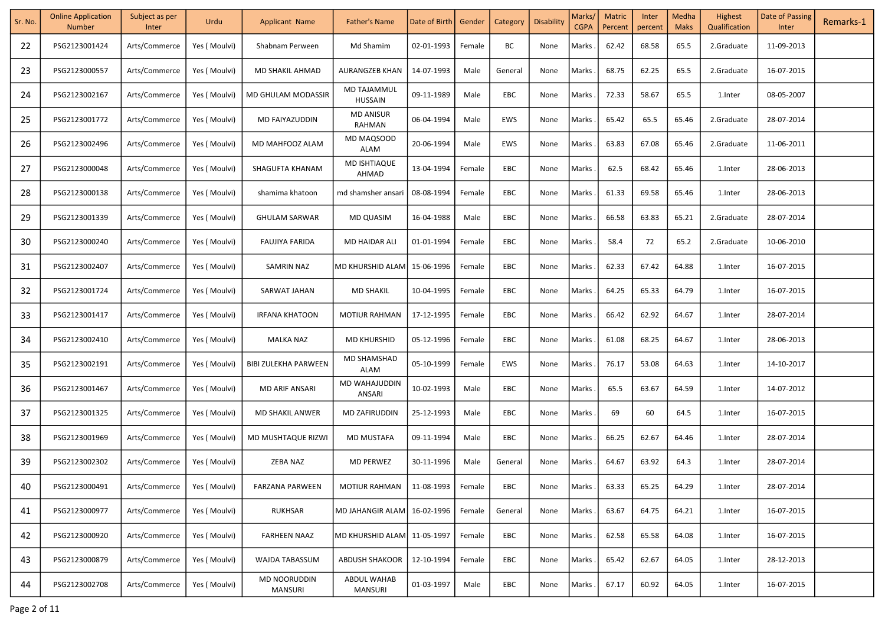| Sr. No. | Online Application Number | Subject as per Inter | Urdu | Applicant Name | Father's Name | Date of Birth | Gender | Category | Disability | Marks/ CGPA | Matric Percent | Inter percent | Medha Maks | Highest Qualification | Date of Passing Inter | Remarks-1 |
|---|---|---|---|---|---|---|---|---|---|---|---|---|---|---|---|---|
| 22 | PSG2123001424 | Arts/Commerce | Yes ( Moulvi) | Shabnam Perween | Md Shamim | 02-01-1993 | Female | BC | None | Marks . | 62.42 | 68.58 | 65.5 | 2.Graduate | 11-09-2013 | |
| 23 | PSG2123000557 | Arts/Commerce | Yes ( Moulvi) | MD SHAKIL AHMAD | AURANGZEB KHAN | 14-07-1993 | Male | General | None | Marks . | 68.75 | 62.25 | 65.5 | 2.Graduate | 16-07-2015 | |
| 24 | PSG2123002167 | Arts/Commerce | Yes ( Moulvi) | MD GHULAM MODASSIR | MD TAJAMMUL HUSSAIN | 09-11-1989 | Male | EBC | None | Marks . | 72.33 | 58.67 | 65.5 | 1.Inter | 08-05-2007 | |
| 25 | PSG2123001772 | Arts/Commerce | Yes ( Moulvi) | MD FAIYAZUDDIN | MD ANISUR RAHMAN | 06-04-1994 | Male | EWS | None | Marks . | 65.42 | 65.5 | 65.46 | 2.Graduate | 28-07-2014 | |
| 26 | PSG2123002496 | Arts/Commerce | Yes ( Moulvi) | MD MAHFOOZ ALAM | MD MAQSOOD ALAM | 20-06-1994 | Male | EWS | None | Marks . | 63.83 | 67.08 | 65.46 | 2.Graduate | 11-06-2011 | |
| 27 | PSG2123000048 | Arts/Commerce | Yes ( Moulvi) | SHAGUFTA KHANAM | MD ISHTIAQUE AHMAD | 13-04-1994 | Female | EBC | None | Marks . | 62.5 | 68.42 | 65.46 | 1.Inter | 28-06-2013 | |
| 28 | PSG2123000138 | Arts/Commerce | Yes ( Moulvi) | shamima khatoon | md shamsher ansari | 08-08-1994 | Female | EBC | None | Marks . | 61.33 | 69.58 | 65.46 | 1.Inter | 28-06-2013 | |
| 29 | PSG2123001339 | Arts/Commerce | Yes ( Moulvi) | GHULAM SARWAR | MD QUASIM | 16-04-1988 | Male | EBC | None | Marks . | 66.58 | 63.83 | 65.21 | 2.Graduate | 28-07-2014 | |
| 30 | PSG2123000240 | Arts/Commerce | Yes ( Moulvi) | FAUJIYA FARIDA | MD HAIDAR ALI | 01-01-1994 | Female | EBC | None | Marks . | 58.4 | 72 | 65.2 | 2.Graduate | 10-06-2010 | |
| 31 | PSG2123002407 | Arts/Commerce | Yes ( Moulvi) | SAMRIN NAZ | MD KHURSHID ALAM | 15-06-1996 | Female | EBC | None | Marks . | 62.33 | 67.42 | 64.88 | 1.Inter | 16-07-2015 | |
| 32 | PSG2123001724 | Arts/Commerce | Yes ( Moulvi) | SARWAT JAHAN | MD SHAKIL | 10-04-1995 | Female | EBC | None | Marks . | 64.25 | 65.33 | 64.79 | 1.Inter | 16-07-2015 | |
| 33 | PSG2123001417 | Arts/Commerce | Yes ( Moulvi) | IRFANA KHATOON | MOTIUR RAHMAN | 17-12-1995 | Female | EBC | None | Marks . | 66.42 | 62.92 | 64.67 | 1.Inter | 28-07-2014 | |
| 34 | PSG2123002410 | Arts/Commerce | Yes ( Moulvi) | MALKA NAZ | MD KHURSHID | 05-12-1996 | Female | EBC | None | Marks . | 61.08 | 68.25 | 64.67 | 1.Inter | 28-06-2013 | |
| 35 | PSG2123002191 | Arts/Commerce | Yes ( Moulvi) | BIBI ZULEKHA PARWEEN | MD SHAMSHAD ALAM | 05-10-1999 | Female | EWS | None | Marks . | 76.17 | 53.08 | 64.63 | 1.Inter | 14-10-2017 | |
| 36 | PSG2123001467 | Arts/Commerce | Yes ( Moulvi) | MD ARIF ANSARI | MD WAHAJUDDIN ANSARI | 10-02-1993 | Male | EBC | None | Marks . | 65.5 | 63.67 | 64.59 | 1.Inter | 14-07-2012 | |
| 37 | PSG2123001325 | Arts/Commerce | Yes ( Moulvi) | MD SHAKIL ANWER | MD ZAFIRUDDIN | 25-12-1993 | Male | EBC | None | Marks . | 69 | 60 | 64.5 | 1.Inter | 16-07-2015 | |
| 38 | PSG2123001969 | Arts/Commerce | Yes ( Moulvi) | MD MUSHTAQUE RIZWI | MD MUSTAFA | 09-11-1994 | Male | EBC | None | Marks . | 66.25 | 62.67 | 64.46 | 1.Inter | 28-07-2014 | |
| 39 | PSG2123002302 | Arts/Commerce | Yes ( Moulvi) | ZEBA NAZ | MD PERWEZ | 30-11-1996 | Male | General | None | Marks . | 64.67 | 63.92 | 64.3 | 1.Inter | 28-07-2014 | |
| 40 | PSG2123000491 | Arts/Commerce | Yes ( Moulvi) | FARZANA PARWEEN | MOTIUR RAHMAN | 11-08-1993 | Female | EBC | None | Marks . | 63.33 | 65.25 | 64.29 | 1.Inter | 28-07-2014 | |
| 41 | PSG2123000977 | Arts/Commerce | Yes ( Moulvi) | RUKHSAR | MD JAHANGIR ALAM | 16-02-1996 | Female | General | None | Marks . | 63.67 | 64.75 | 64.21 | 1.Inter | 16-07-2015 | |
| 42 | PSG2123000920 | Arts/Commerce | Yes ( Moulvi) | FARHEEN NAAZ | MD KHURSHID ALAM | 11-05-1997 | Female | EBC | None | Marks . | 62.58 | 65.58 | 64.08 | 1.Inter | 16-07-2015 | |
| 43 | PSG2123000879 | Arts/Commerce | Yes ( Moulvi) | WAJDA TABASSUM | ABDUSH SHAKOOR | 12-10-1994 | Female | EBC | None | Marks . | 65.42 | 62.67 | 64.05 | 1.Inter | 28-12-2013 | |
| 44 | PSG2123002708 | Arts/Commerce | Yes ( Moulvi) | MD NOORUDDIN MANSURI | ABDUL WAHAB MANSURI | 01-03-1997 | Male | EBC | None | Marks . | 67.17 | 60.92 | 64.05 | 1.Inter | 16-07-2015 | |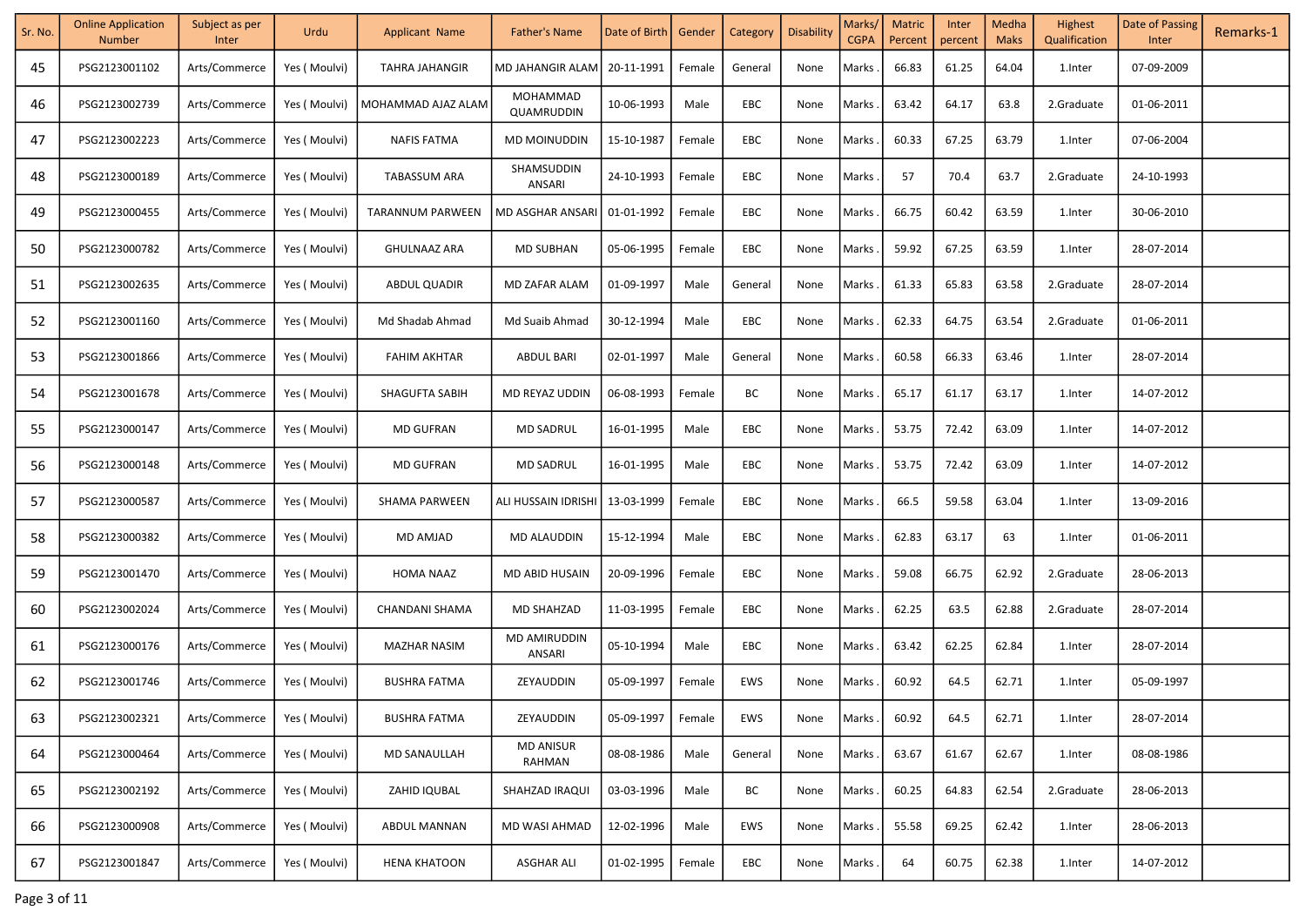| Sr. No. | Online Application Number | Subject as per Inter | Urdu | Applicant Name | Father's Name | Date of Birth | Gender | Category | Disability | Marks/ CGPA | Matric Percent | Inter percent | Medha Maks | Highest Qualification | Date of Passing Inter | Remarks-1 |
|---|---|---|---|---|---|---|---|---|---|---|---|---|---|---|---|---|
| 45 | PSG2123001102 | Arts/Commerce | Yes ( Moulvi) | TAHRA JAHANGIR | MD JAHANGIR ALAM | 20-11-1991 | Female | General | None | Marks . | 66.83 | 61.25 | 64.04 | 1.Inter | 07-09-2009 | |
| 46 | PSG2123002739 | Arts/Commerce | Yes ( Moulvi) | MOHAMMAD AJAZ ALAM | MOHAMMAD QUAMRUDDIN | 10-06-1993 | Male | EBC | None | Marks . | 63.42 | 64.17 | 63.8 | 2.Graduate | 01-06-2011 | |
| 47 | PSG2123002223 | Arts/Commerce | Yes ( Moulvi) | NAFIS FATMA | MD MOINUDDIN | 15-10-1987 | Female | EBC | None | Marks . | 60.33 | 67.25 | 63.79 | 1.Inter | 07-06-2004 | |
| 48 | PSG2123000189 | Arts/Commerce | Yes ( Moulvi) | TABASSUM ARA | SHAMSUDDIN ANSARI | 24-10-1993 | Female | EBC | None | Marks . | 57 | 70.4 | 63.7 | 2.Graduate | 24-10-1993 | |
| 49 | PSG2123000455 | Arts/Commerce | Yes ( Moulvi) | TARANNUM PARWEEN | MD ASGHAR ANSARI | 01-01-1992 | Female | EBC | None | Marks . | 66.75 | 60.42 | 63.59 | 1.Inter | 30-06-2010 | |
| 50 | PSG2123000782 | Arts/Commerce | Yes ( Moulvi) | GHULNAAZ ARA | MD SUBHAN | 05-06-1995 | Female | EBC | None | Marks . | 59.92 | 67.25 | 63.59 | 1.Inter | 28-07-2014 | |
| 51 | PSG2123002635 | Arts/Commerce | Yes ( Moulvi) | ABDUL QUADIR | MD ZAFAR ALAM | 01-09-1997 | Male | General | None | Marks . | 61.33 | 65.83 | 63.58 | 2.Graduate | 28-07-2014 | |
| 52 | PSG2123001160 | Arts/Commerce | Yes ( Moulvi) | Md Shadab Ahmad | Md Suaib Ahmad | 30-12-1994 | Male | EBC | None | Marks . | 62.33 | 64.75 | 63.54 | 2.Graduate | 01-06-2011 | |
| 53 | PSG2123001866 | Arts/Commerce | Yes ( Moulvi) | FAHIM AKHTAR | ABDUL BARI | 02-01-1997 | Male | General | None | Marks . | 60.58 | 66.33 | 63.46 | 1.Inter | 28-07-2014 | |
| 54 | PSG2123001678 | Arts/Commerce | Yes ( Moulvi) | SHAGUFTA SABIH | MD REYAZ UDDIN | 06-08-1993 | Female | BC | None | Marks . | 65.17 | 61.17 | 63.17 | 1.Inter | 14-07-2012 | |
| 55 | PSG2123000147 | Arts/Commerce | Yes ( Moulvi) | MD GUFRAN | MD SADRUL | 16-01-1995 | Male | EBC | None | Marks . | 53.75 | 72.42 | 63.09 | 1.Inter | 14-07-2012 | |
| 56 | PSG2123000148 | Arts/Commerce | Yes ( Moulvi) | MD GUFRAN | MD SADRUL | 16-01-1995 | Male | EBC | None | Marks . | 53.75 | 72.42 | 63.09 | 1.Inter | 14-07-2012 | |
| 57 | PSG2123000587 | Arts/Commerce | Yes ( Moulvi) | SHAMA PARWEEN | ALI HUSSAIN IDRISHI | 13-03-1999 | Female | EBC | None | Marks . | 66.5 | 59.58 | 63.04 | 1.Inter | 13-09-2016 | |
| 58 | PSG2123000382 | Arts/Commerce | Yes ( Moulvi) | MD AMJAD | MD ALAUDDIN | 15-12-1994 | Male | EBC | None | Marks . | 62.83 | 63.17 | 63 | 1.Inter | 01-06-2011 | |
| 59 | PSG2123001470 | Arts/Commerce | Yes ( Moulvi) | HOMA NAAZ | MD ABID HUSAIN | 20-09-1996 | Female | EBC | None | Marks . | 59.08 | 66.75 | 62.92 | 2.Graduate | 28-06-2013 | |
| 60 | PSG2123002024 | Arts/Commerce | Yes ( Moulvi) | CHANDANI SHAMA | MD SHAHZAD | 11-03-1995 | Female | EBC | None | Marks . | 62.25 | 63.5 | 62.88 | 2.Graduate | 28-07-2014 | |
| 61 | PSG2123000176 | Arts/Commerce | Yes ( Moulvi) | MAZHAR NASIM | MD AMIRUDDIN ANSARI | 05-10-1994 | Male | EBC | None | Marks . | 63.42 | 62.25 | 62.84 | 1.Inter | 28-07-2014 | |
| 62 | PSG2123001746 | Arts/Commerce | Yes ( Moulvi) | BUSHRA FATMA | ZEYAUDDIN | 05-09-1997 | Female | EWS | None | Marks . | 60.92 | 64.5 | 62.71 | 1.Inter | 05-09-1997 | |
| 63 | PSG2123002321 | Arts/Commerce | Yes ( Moulvi) | BUSHRA FATMA | ZEYAUDDIN | 05-09-1997 | Female | EWS | None | Marks . | 60.92 | 64.5 | 62.71 | 1.Inter | 28-07-2014 | |
| 64 | PSG2123000464 | Arts/Commerce | Yes ( Moulvi) | MD SANAULLAH | MD ANISUR RAHMAN | 08-08-1986 | Male | General | None | Marks . | 63.67 | 61.67 | 62.67 | 1.Inter | 08-08-1986 | |
| 65 | PSG2123002192 | Arts/Commerce | Yes ( Moulvi) | ZAHID IQUBAL | SHAHZAD IRAQUI | 03-03-1996 | Male | BC | None | Marks . | 60.25 | 64.83 | 62.54 | 2.Graduate | 28-06-2013 | |
| 66 | PSG2123000908 | Arts/Commerce | Yes ( Moulvi) | ABDUL MANNAN | MD WASI AHMAD | 12-02-1996 | Male | EWS | None | Marks . | 55.58 | 69.25 | 62.42 | 1.Inter | 28-06-2013 | |
| 67 | PSG2123001847 | Arts/Commerce | Yes ( Moulvi) | HENA KHATOON | ASGHAR ALI | 01-02-1995 | Female | EBC | None | Marks . | 64 | 60.75 | 62.38 | 1.Inter | 14-07-2012 | |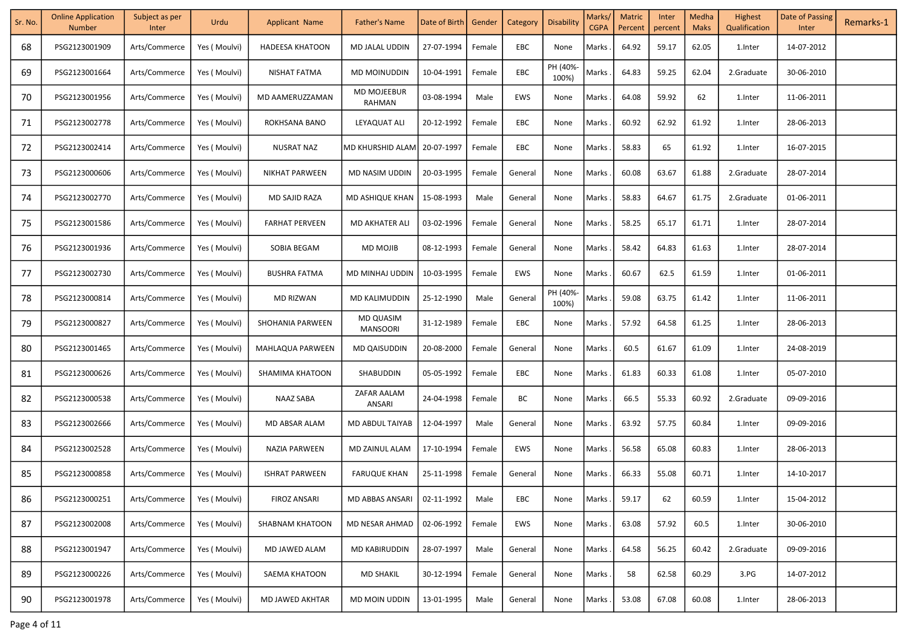| Sr. No. | Online Application Number | Subject as per Inter | Urdu | Applicant Name | Father's Name | Date of Birth | Gender | Category | Disability | Marks/ CGPA | Matric Percent | Inter percent | Medha Maks | Highest Qualification | Date of Passing Inter | Remarks-1 |
|---|---|---|---|---|---|---|---|---|---|---|---|---|---|---|---|---|
| 68 | PSG2123001909 | Arts/Commerce | Yes ( Moulvi) | HADEESA KHATOON | MD JALAL UDDIN | 27-07-1994 | Female | EBC | None | Marks | 64.92 | 59.17 | 62.05 | 1.Inter | 14-07-2012 | |
| 69 | PSG2123001664 | Arts/Commerce | Yes ( Moulvi) | NISHAT FATMA | MD MOINUDDIN | 10-04-1991 | Female | EBC | PH (40%-100%) | Marks | 64.83 | 59.25 | 62.04 | 2.Graduate | 30-06-2010 | |
| 70 | PSG2123001956 | Arts/Commerce | Yes ( Moulvi) | MD AAMERUZZAMAN | MD MOJEEBUR RAHMAN | 03-08-1994 | Male | EWS | None | Marks | 64.08 | 59.92 | 62 | 1.Inter | 11-06-2011 | |
| 71 | PSG2123002778 | Arts/Commerce | Yes ( Moulvi) | ROKHSANA BANO | LEYAQUAT ALI | 20-12-1992 | Female | EBC | None | Marks | 60.92 | 62.92 | 61.92 | 1.Inter | 28-06-2013 | |
| 72 | PSG2123002414 | Arts/Commerce | Yes ( Moulvi) | NUSRAT NAZ | MD KHURSHID ALAM | 20-07-1997 | Female | EBC | None | Marks | 58.83 | 65 | 61.92 | 1.Inter | 16-07-2015 | |
| 73 | PSG2123000606 | Arts/Commerce | Yes ( Moulvi) | NIKHAT PARWEEN | MD NASIM UDDIN | 20-03-1995 | Female | General | None | Marks | 60.08 | 63.67 | 61.88 | 2.Graduate | 28-07-2014 | |
| 74 | PSG2123002770 | Arts/Commerce | Yes ( Moulvi) | MD SAJID RAZA | MD ASHIQUE KHAN | 15-08-1993 | Male | General | None | Marks | 58.83 | 64.67 | 61.75 | 2.Graduate | 01-06-2011 | |
| 75 | PSG2123001586 | Arts/Commerce | Yes ( Moulvi) | FARHAT PERVEEN | MD AKHATER ALI | 03-02-1996 | Female | General | None | Marks | 58.25 | 65.17 | 61.71 | 1.Inter | 28-07-2014 | |
| 76 | PSG2123001936 | Arts/Commerce | Yes ( Moulvi) | SOBIA BEGAM | MD MOJIB | 08-12-1993 | Female | General | None | Marks | 58.42 | 64.83 | 61.63 | 1.Inter | 28-07-2014 | |
| 77 | PSG2123002730 | Arts/Commerce | Yes ( Moulvi) | BUSHRA FATMA | MD MINHAJ UDDIN | 10-03-1995 | Female | EWS | None | Marks | 60.67 | 62.5 | 61.59 | 1.Inter | 01-06-2011 | |
| 78 | PSG2123000814 | Arts/Commerce | Yes ( Moulvi) | MD RIZWAN | MD KALIMUDDIN | 25-12-1990 | Male | General | PH (40%-100%) | Marks | 59.08 | 63.75 | 61.42 | 1.Inter | 11-06-2011 | |
| 79 | PSG2123000827 | Arts/Commerce | Yes ( Moulvi) | SHOHANIA PARWEEN | MD QUASIM MANSOORI | 31-12-1989 | Female | EBC | None | Marks | 57.92 | 64.58 | 61.25 | 1.Inter | 28-06-2013 | |
| 80 | PSG2123001465 | Arts/Commerce | Yes ( Moulvi) | MAHLAQUA PARWEEN | MD QAISUDDIN | 20-08-2000 | Female | General | None | Marks | 60.5 | 61.67 | 61.09 | 1.Inter | 24-08-2019 | |
| 81 | PSG2123000626 | Arts/Commerce | Yes ( Moulvi) | SHAMIMA KHATOON | SHABUDDIN | 05-05-1992 | Female | EBC | None | Marks | 61.83 | 60.33 | 61.08 | 1.Inter | 05-07-2010 | |
| 82 | PSG2123000538 | Arts/Commerce | Yes ( Moulvi) | NAAZ SABA | ZAFAR AALAM ANSARI | 24-04-1998 | Female | BC | None | Marks | 66.5 | 55.33 | 60.92 | 2.Graduate | 09-09-2016 | |
| 83 | PSG2123002666 | Arts/Commerce | Yes ( Moulvi) | MD ABSAR ALAM | MD ABDUL TAIYAB | 12-04-1997 | Male | General | None | Marks | 63.92 | 57.75 | 60.84 | 1.Inter | 09-09-2016 | |
| 84 | PSG2123002528 | Arts/Commerce | Yes ( Moulvi) | NAZIA PARWEEN | MD ZAINUL ALAM | 17-10-1994 | Female | EWS | None | Marks | 56.58 | 65.08 | 60.83 | 1.Inter | 28-06-2013 | |
| 85 | PSG2123000858 | Arts/Commerce | Yes ( Moulvi) | ISHRAT PARWEEN | FARUQUE KHAN | 25-11-1998 | Female | General | None | Marks | 66.33 | 55.08 | 60.71 | 1.Inter | 14-10-2017 | |
| 86 | PSG2123000251 | Arts/Commerce | Yes ( Moulvi) | FIROZ ANSARI | MD ABBAS ANSARI | 02-11-1992 | Male | EBC | None | Marks | 59.17 | 62 | 60.59 | 1.Inter | 15-04-2012 | |
| 87 | PSG2123002008 | Arts/Commerce | Yes ( Moulvi) | SHABNAM KHATOON | MD NESAR AHMAD | 02-06-1992 | Female | EWS | None | Marks | 63.08 | 57.92 | 60.5 | 1.Inter | 30-06-2010 | |
| 88 | PSG2123001947 | Arts/Commerce | Yes ( Moulvi) | MD JAWED ALAM | MD KABIRUDDIN | 28-07-1997 | Male | General | None | Marks | 64.58 | 56.25 | 60.42 | 2.Graduate | 09-09-2016 | |
| 89 | PSG2123000226 | Arts/Commerce | Yes ( Moulvi) | SAEMA KHATOON | MD SHAKIL | 30-12-1994 | Female | General | None | Marks | 58 | 62.58 | 60.29 | 3.PG | 14-07-2012 | |
| 90 | PSG2123001978 | Arts/Commerce | Yes ( Moulvi) | MD JAWED AKHTAR | MD MOIN UDDIN | 13-01-1995 | Male | General | None | Marks | 53.08 | 67.08 | 60.08 | 1.Inter | 28-06-2013 | |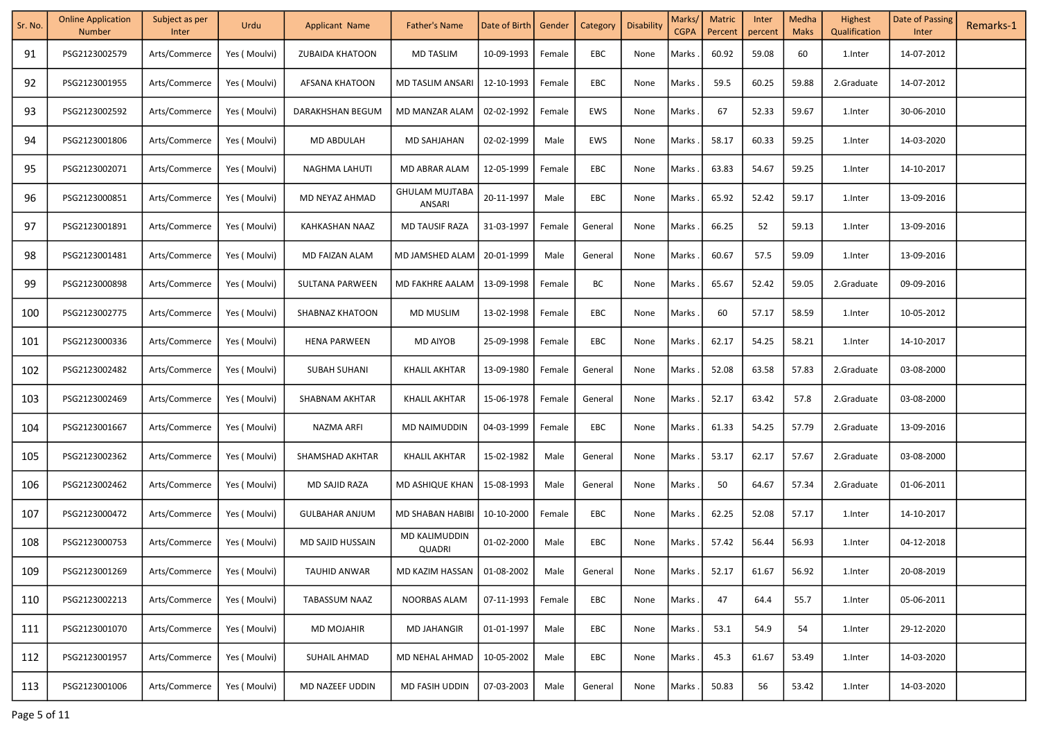| Sr. No. | Online Application Number | Subject as per Inter | Urdu | Applicant Name | Father's Name | Date of Birth | Gender | Category | Disability | Marks/ CGPA | Matric Percent | Inter percent | Medha Maks | Highest Qualification | Date of Passing Inter | Remarks-1 |
|---|---|---|---|---|---|---|---|---|---|---|---|---|---|---|---|---|
| 91 | PSG2123002579 | Arts/Commerce | Yes ( Moulvi) | ZUBAIDA KHATOON | MD TASLIM | 10-09-1993 | Female | EBC | None | Marks . | 60.92 | 59.08 | 60 | 1.Inter | 14-07-2012 | |
| 92 | PSG2123001955 | Arts/Commerce | Yes ( Moulvi) | AFSANA KHATOON | MD TASLIM ANSARI | 12-10-1993 | Female | EBC | None | Marks . | 59.5 | 60.25 | 59.88 | 2.Graduate | 14-07-2012 | |
| 93 | PSG2123002592 | Arts/Commerce | Yes ( Moulvi) | DARAKHSHAN BEGUM | MD MANZAR ALAM | 02-02-1992 | Female | EWS | None | Marks . | 67 | 52.33 | 59.67 | 1.Inter | 30-06-2010 | |
| 94 | PSG2123001806 | Arts/Commerce | Yes ( Moulvi) | MD ABDULAH | MD SAHJAHAN | 02-02-1999 | Male | EWS | None | Marks . | 58.17 | 60.33 | 59.25 | 1.Inter | 14-03-2020 | |
| 95 | PSG2123002071 | Arts/Commerce | Yes ( Moulvi) | NAGHMA LAHUTI | MD ABRAR ALAM | 12-05-1999 | Female | EBC | None | Marks . | 63.83 | 54.67 | 59.25 | 1.Inter | 14-10-2017 | |
| 96 | PSG2123000851 | Arts/Commerce | Yes ( Moulvi) | MD NEYAZ AHMAD | GHULAM MUJTABA ANSARI | 20-11-1997 | Male | EBC | None | Marks . | 65.92 | 52.42 | 59.17 | 1.Inter | 13-09-2016 | |
| 97 | PSG2123001891 | Arts/Commerce | Yes ( Moulvi) | KAHKASHAN NAAZ | MD TAUSIF RAZA | 31-03-1997 | Female | General | None | Marks . | 66.25 | 52 | 59.13 | 1.Inter | 13-09-2016 | |
| 98 | PSG2123001481 | Arts/Commerce | Yes ( Moulvi) | MD FAIZAN ALAM | MD JAMSHED ALAM | 20-01-1999 | Male | General | None | Marks . | 60.67 | 57.5 | 59.09 | 1.Inter | 13-09-2016 | |
| 99 | PSG2123000898 | Arts/Commerce | Yes ( Moulvi) | SULTANA PARWEEN | MD FAKHRE AALAM | 13-09-1998 | Female | BC | None | Marks . | 65.67 | 52.42 | 59.05 | 2.Graduate | 09-09-2016 | |
| 100 | PSG2123002775 | Arts/Commerce | Yes ( Moulvi) | SHABNAZ KHATOON | MD MUSLIM | 13-02-1998 | Female | EBC | None | Marks . | 60 | 57.17 | 58.59 | 1.Inter | 10-05-2012 | |
| 101 | PSG2123000336 | Arts/Commerce | Yes ( Moulvi) | HENA PARWEEN | MD AIYOB | 25-09-1998 | Female | EBC | None | Marks . | 62.17 | 54.25 | 58.21 | 1.Inter | 14-10-2017 | |
| 102 | PSG2123002482 | Arts/Commerce | Yes ( Moulvi) | SUBAH SUHANI | KHALIL AKHTAR | 13-09-1980 | Female | General | None | Marks . | 52.08 | 63.58 | 57.83 | 2.Graduate | 03-08-2000 | |
| 103 | PSG2123002469 | Arts/Commerce | Yes ( Moulvi) | SHABNAM AKHTAR | KHALIL AKHTAR | 15-06-1978 | Female | General | None | Marks . | 52.17 | 63.42 | 57.8 | 2.Graduate | 03-08-2000 | |
| 104 | PSG2123001667 | Arts/Commerce | Yes ( Moulvi) | NAZMA ARFI | MD NAIMUDDIN | 04-03-1999 | Female | EBC | None | Marks . | 61.33 | 54.25 | 57.79 | 2.Graduate | 13-09-2016 | |
| 105 | PSG2123002362 | Arts/Commerce | Yes ( Moulvi) | SHAMSHAD AKHTAR | KHALIL AKHTAR | 15-02-1982 | Male | General | None | Marks . | 53.17 | 62.17 | 57.67 | 2.Graduate | 03-08-2000 | |
| 106 | PSG2123002462 | Arts/Commerce | Yes ( Moulvi) | MD SAJID RAZA | MD ASHIQUE KHAN | 15-08-1993 | Male | General | None | Marks . | 50 | 64.67 | 57.34 | 2.Graduate | 01-06-2011 | |
| 107 | PSG2123000472 | Arts/Commerce | Yes ( Moulvi) | GULBAHAR ANJUM | MD SHABAN HABIBI | 10-10-2000 | Female | EBC | None | Marks . | 62.25 | 52.08 | 57.17 | 1.Inter | 14-10-2017 | |
| 108 | PSG2123000753 | Arts/Commerce | Yes ( Moulvi) | MD SAJID HUSSAIN | MD KALIMUDDIN QUADRI | 01-02-2000 | Male | EBC | None | Marks . | 57.42 | 56.44 | 56.93 | 1.Inter | 04-12-2018 | |
| 109 | PSG2123001269 | Arts/Commerce | Yes ( Moulvi) | TAUHID ANWAR | MD KAZIM HASSAN | 01-08-2002 | Male | General | None | Marks . | 52.17 | 61.67 | 56.92 | 1.Inter | 20-08-2019 | |
| 110 | PSG2123002213 | Arts/Commerce | Yes ( Moulvi) | TABASSUM NAAZ | NOORBAS ALAM | 07-11-1993 | Female | EBC | None | Marks . | 47 | 64.4 | 55.7 | 1.Inter | 05-06-2011 | |
| 111 | PSG2123001070 | Arts/Commerce | Yes ( Moulvi) | MD MOJAHIR | MD JAHANGIR | 01-01-1997 | Male | EBC | None | Marks . | 53.1 | 54.9 | 54 | 1.Inter | 29-12-2020 | |
| 112 | PSG2123001957 | Arts/Commerce | Yes ( Moulvi) | SUHAIL AHMAD | MD NEHAL AHMAD | 10-05-2002 | Male | EBC | None | Marks . | 45.3 | 61.67 | 53.49 | 1.Inter | 14-03-2020 | |
| 113 | PSG2123001006 | Arts/Commerce | Yes ( Moulvi) | MD NAZEEF UDDIN | MD FASIH UDDIN | 07-03-2003 | Male | General | None | Marks . | 50.83 | 56 | 53.42 | 1.Inter | 14-03-2020 | |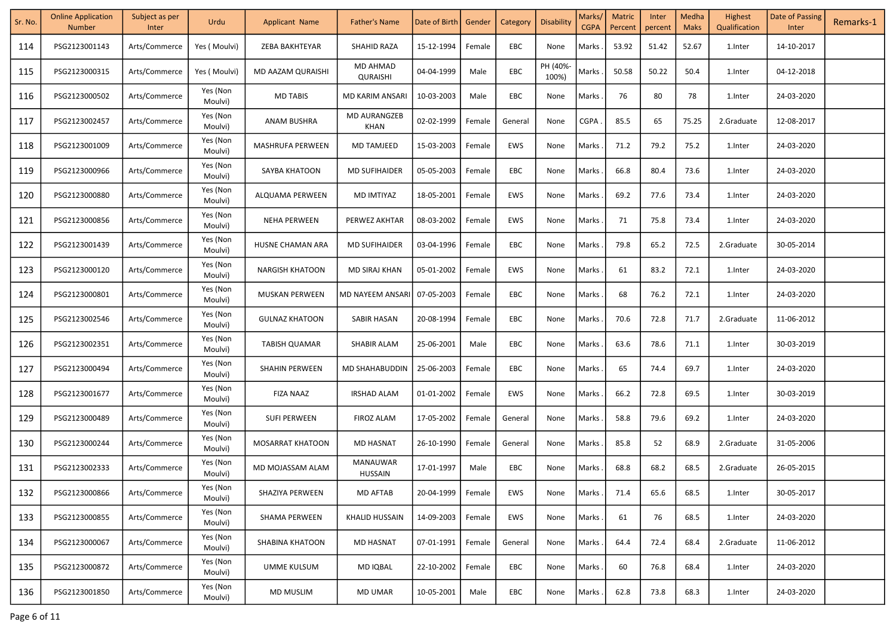| Sr. No. | Online Application Number | Subject as per Inter | Urdu | Applicant Name | Father's Name | Date of Birth | Gender | Category | Disability | Marks/ CGPA | Matric Percent | Inter percent | Medha Maks | Highest Qualification | Date of Passing Inter | Remarks-1 |
|---|---|---|---|---|---|---|---|---|---|---|---|---|---|---|---|---|
| 114 | PSG2123001143 | Arts/Commerce | Yes ( Moulvi) | ZEBA BAKHTEYAR | SHAHID RAZA | 15-12-1994 | Female | EBC | None | Marks . | 53.92 | 51.42 | 52.67 | 1.Inter | 14-10-2017 | |
| 115 | PSG2123000315 | Arts/Commerce | Yes ( Moulvi) | MD AAZAM QURAISHI | MD AHMAD QURAISHI | 04-04-1999 | Male | EBC | PH (40%-100%) | Marks . | 50.58 | 50.22 | 50.4 | 1.Inter | 04-12-2018 | |
| 116 | PSG2123000502 | Arts/Commerce | Yes (Non Moulvi) | MD TABIS | MD KARIM ANSARI | 10-03-2003 | Male | EBC | None | Marks . | 76 | 80 | 78 | 1.Inter | 24-03-2020 | |
| 117 | PSG2123002457 | Arts/Commerce | Yes (Non Moulvi) | ANAM BUSHRA | MD AURANGZEB KHAN | 02-02-1999 | Female | General | None | CGPA . | 85.5 | 65 | 75.25 | 2.Graduate | 12-08-2017 | |
| 118 | PSG2123001009 | Arts/Commerce | Yes (Non Moulvi) | MASHRUFA PERWEEN | MD TAMJEED | 15-03-2003 | Female | EWS | None | Marks . | 71.2 | 79.2 | 75.2 | 1.Inter | 24-03-2020 | |
| 119 | PSG2123000966 | Arts/Commerce | Yes (Non Moulvi) | SAYBA KHATOON | MD SUFIHAIDER | 05-05-2003 | Female | EBC | None | Marks . | 66.8 | 80.4 | 73.6 | 1.Inter | 24-03-2020 | |
| 120 | PSG2123000880 | Arts/Commerce | Yes (Non Moulvi) | ALQUAMA PERWEEN | MD IMTIYAZ | 18-05-2001 | Female | EWS | None | Marks . | 69.2 | 77.6 | 73.4 | 1.Inter | 24-03-2020 | |
| 121 | PSG2123000856 | Arts/Commerce | Yes (Non Moulvi) | NEHA PERWEEN | PERWEZ AKHTAR | 08-03-2002 | Female | EWS | None | Marks . | 71 | 75.8 | 73.4 | 1.Inter | 24-03-2020 | |
| 122 | PSG2123001439 | Arts/Commerce | Yes (Non Moulvi) | HUSNE CHAMAN ARA | MD SUFIHAIDER | 03-04-1996 | Female | EBC | None | Marks . | 79.8 | 65.2 | 72.5 | 2.Graduate | 30-05-2014 | |
| 123 | PSG2123000120 | Arts/Commerce | Yes (Non Moulvi) | NARGISH KHATOON | MD SIRAJ KHAN | 05-01-2002 | Female | EWS | None | Marks . | 61 | 83.2 | 72.1 | 1.Inter | 24-03-2020 | |
| 124 | PSG2123000801 | Arts/Commerce | Yes (Non Moulvi) | MUSKAN PERWEEN | MD NAYEEM ANSARI | 07-05-2003 | Female | EBC | None | Marks . | 68 | 76.2 | 72.1 | 1.Inter | 24-03-2020 | |
| 125 | PSG2123002546 | Arts/Commerce | Yes (Non Moulvi) | GULNAZ KHATOON | SABIR HASAN | 20-08-1994 | Female | EBC | None | Marks . | 70.6 | 72.8 | 71.7 | 2.Graduate | 11-06-2012 | |
| 126 | PSG2123002351 | Arts/Commerce | Yes (Non Moulvi) | TABISH QUAMAR | SHABIR ALAM | 25-06-2001 | Male | EBC | None | Marks . | 63.6 | 78.6 | 71.1 | 1.Inter | 30-03-2019 | |
| 127 | PSG2123000494 | Arts/Commerce | Yes (Non Moulvi) | SHAHIN PERWEEN | MD SHAHABUDDIN | 25-06-2003 | Female | EBC | None | Marks . | 65 | 74.4 | 69.7 | 1.Inter | 24-03-2020 | |
| 128 | PSG2123001677 | Arts/Commerce | Yes (Non Moulvi) | FIZA NAAZ | IRSHAD ALAM | 01-01-2002 | Female | EWS | None | Marks . | 66.2 | 72.8 | 69.5 | 1.Inter | 30-03-2019 | |
| 129 | PSG2123000489 | Arts/Commerce | Yes (Non Moulvi) | SUFI PERWEEN | FIROZ ALAM | 17-05-2002 | Female | General | None | Marks . | 58.8 | 79.6 | 69.2 | 1.Inter | 24-03-2020 | |
| 130 | PSG2123000244 | Arts/Commerce | Yes (Non Moulvi) | MOSARRAT KHATOON | MD HASNAT | 26-10-1990 | Female | General | None | Marks . | 85.8 | 52 | 68.9 | 2.Graduate | 31-05-2006 | |
| 131 | PSG2123002333 | Arts/Commerce | Yes (Non Moulvi) | MD MOJASSAM ALAM | MANAUWAR HUSSAIN | 17-01-1997 | Male | EBC | None | Marks . | 68.8 | 68.2 | 68.5 | 2.Graduate | 26-05-2015 | |
| 132 | PSG2123000866 | Arts/Commerce | Yes (Non Moulvi) | SHAZIYA PERWEEN | MD AFTAB | 20-04-1999 | Female | EWS | None | Marks . | 71.4 | 65.6 | 68.5 | 1.Inter | 30-05-2017 | |
| 133 | PSG2123000855 | Arts/Commerce | Yes (Non Moulvi) | SHAMA PERWEEN | KHALID HUSSAIN | 14-09-2003 | Female | EWS | None | Marks . | 61 | 76 | 68.5 | 1.Inter | 24-03-2020 | |
| 134 | PSG2123000067 | Arts/Commerce | Yes (Non Moulvi) | SHABINA KHATOON | MD HASNAT | 07-01-1991 | Female | General | None | Marks . | 64.4 | 72.4 | 68.4 | 2.Graduate | 11-06-2012 | |
| 135 | PSG2123000872 | Arts/Commerce | Yes (Non Moulvi) | UMME KULSUM | MD IQBAL | 22-10-2002 | Female | EBC | None | Marks . | 60 | 76.8 | 68.4 | 1.Inter | 24-03-2020 | |
| 136 | PSG2123001850 | Arts/Commerce | Yes (Non Moulvi) | MD MUSLIM | MD UMAR | 10-05-2001 | Male | EBC | None | Marks . | 62.8 | 73.8 | 68.3 | 1.Inter | 24-03-2020 | |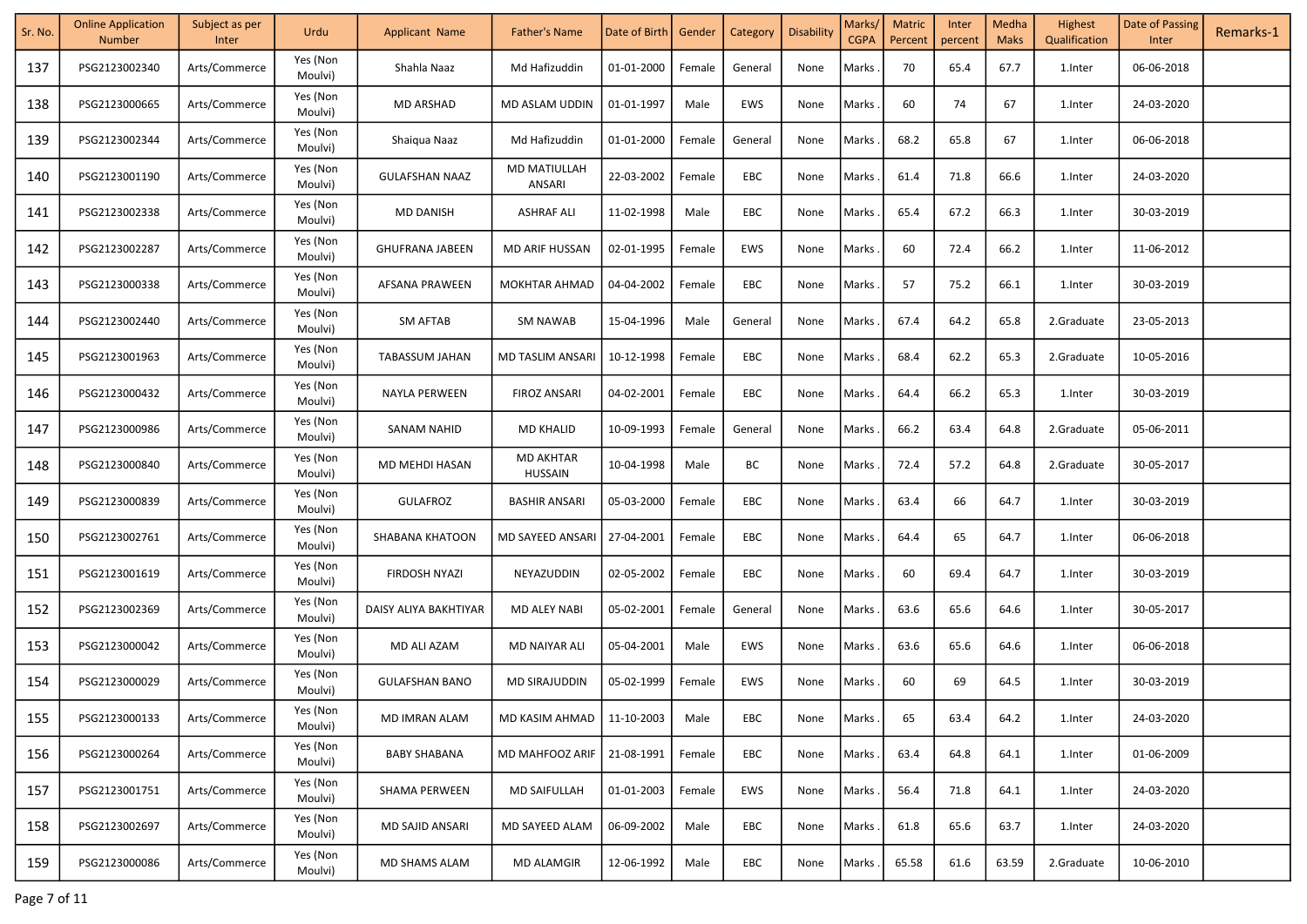| Sr. No. | Online Application Number | Subject as per Inter | Urdu | Applicant Name | Father's Name | Date of Birth | Gender | Category | Disability | Marks/ CGPA | Matric Percent | Inter percent | Medha Maks | Highest Qualification | Date of Passing Inter | Remarks-1 |
|---|---|---|---|---|---|---|---|---|---|---|---|---|---|---|---|---|
| 137 | PSG2123002340 | Arts/Commerce | Yes (Non Moulvi) | Shahla Naaz | Md Hafizuddin | 01-01-2000 | Female | General | None | Marks . | 70 | 65.4 | 67.7 | 1.Inter | 06-06-2018 | |
| 138 | PSG2123000665 | Arts/Commerce | Yes (Non Moulvi) | MD ARSHAD | MD ASLAM UDDIN | 01-01-1997 | Male | EWS | None | Marks . | 60 | 74 | 67 | 1.Inter | 24-03-2020 | |
| 139 | PSG2123002344 | Arts/Commerce | Yes (Non Moulvi) | Shaiqua Naaz | Md Hafizuddin | 01-01-2000 | Female | General | None | Marks . | 68.2 | 65.8 | 67 | 1.Inter | 06-06-2018 | |
| 140 | PSG2123001190 | Arts/Commerce | Yes (Non Moulvi) | GULAFSHAN NAAZ | MD MATIULLAH ANSARI | 22-03-2002 | Female | EBC | None | Marks . | 61.4 | 71.8 | 66.6 | 1.Inter | 24-03-2020 | |
| 141 | PSG2123002338 | Arts/Commerce | Yes (Non Moulvi) | MD DANISH | ASHRAF ALI | 11-02-1998 | Male | EBC | None | Marks . | 65.4 | 67.2 | 66.3 | 1.Inter | 30-03-2019 | |
| 142 | PSG2123002287 | Arts/Commerce | Yes (Non Moulvi) | GHUFRANA JABEEN | MD ARIF HUSSAN | 02-01-1995 | Female | EWS | None | Marks . | 60 | 72.4 | 66.2 | 1.Inter | 11-06-2012 | |
| 143 | PSG2123000338 | Arts/Commerce | Yes (Non Moulvi) | AFSANA PRAWEEN | MOKHTAR AHMAD | 04-04-2002 | Female | EBC | None | Marks . | 57 | 75.2 | 66.1 | 1.Inter | 30-03-2019 | |
| 144 | PSG2123002440 | Arts/Commerce | Yes (Non Moulvi) | SM AFTAB | SM NAWAB | 15-04-1996 | Male | General | None | Marks . | 67.4 | 64.2 | 65.8 | 2.Graduate | 23-05-2013 | |
| 145 | PSG2123001963 | Arts/Commerce | Yes (Non Moulvi) | TABASSUM JAHAN | MD TASLIM ANSARI | 10-12-1998 | Female | EBC | None | Marks . | 68.4 | 62.2 | 65.3 | 2.Graduate | 10-05-2016 | |
| 146 | PSG2123000432 | Arts/Commerce | Yes (Non Moulvi) | NAYLA PERWEEN | FIROZ ANSARI | 04-02-2001 | Female | EBC | None | Marks . | 64.4 | 66.2 | 65.3 | 1.Inter | 30-03-2019 | |
| 147 | PSG2123000986 | Arts/Commerce | Yes (Non Moulvi) | SANAM NAHID | MD KHALID | 10-09-1993 | Female | General | None | Marks . | 66.2 | 63.4 | 64.8 | 2.Graduate | 05-06-2011 | |
| 148 | PSG2123000840 | Arts/Commerce | Yes (Non Moulvi) | MD MEHDI HASAN | MD AKHTAR HUSSAIN | 10-04-1998 | Male | BC | None | Marks . | 72.4 | 57.2 | 64.8 | 2.Graduate | 30-05-2017 | |
| 149 | PSG2123000839 | Arts/Commerce | Yes (Non Moulvi) | GULAFROZ | BASHIR ANSARI | 05-03-2000 | Female | EBC | None | Marks . | 63.4 | 66 | 64.7 | 1.Inter | 30-03-2019 | |
| 150 | PSG2123002761 | Arts/Commerce | Yes (Non Moulvi) | SHABANA KHATOON | MD SAYEED ANSARI | 27-04-2001 | Female | EBC | None | Marks . | 64.4 | 65 | 64.7 | 1.Inter | 06-06-2018 | |
| 151 | PSG2123001619 | Arts/Commerce | Yes (Non Moulvi) | FIRDOSH NYAZI | NEYAZUDDIN | 02-05-2002 | Female | EBC | None | Marks . | 60 | 69.4 | 64.7 | 1.Inter | 30-03-2019 | |
| 152 | PSG2123002369 | Arts/Commerce | Yes (Non Moulvi) | DAISY ALIYA BAKHTIYAR | MD ALEY NABI | 05-02-2001 | Female | General | None | Marks . | 63.6 | 65.6 | 64.6 | 1.Inter | 30-05-2017 | |
| 153 | PSG2123000042 | Arts/Commerce | Yes (Non Moulvi) | MD ALI AZAM | MD NAIYAR ALI | 05-04-2001 | Male | EWS | None | Marks . | 63.6 | 65.6 | 64.6 | 1.Inter | 06-06-2018 | |
| 154 | PSG2123000029 | Arts/Commerce | Yes (Non Moulvi) | GULAFSHAN BANO | MD SIRAJUDDIN | 05-02-1999 | Female | EWS | None | Marks . | 60 | 69 | 64.5 | 1.Inter | 30-03-2019 | |
| 155 | PSG2123000133 | Arts/Commerce | Yes (Non Moulvi) | MD IMRAN ALAM | MD KASIM AHMAD | 11-10-2003 | Male | EBC | None | Marks . | 65 | 63.4 | 64.2 | 1.Inter | 24-03-2020 | |
| 156 | PSG2123000264 | Arts/Commerce | Yes (Non Moulvi) | BABY SHABANA | MD MAHFOOZ ARIF | 21-08-1991 | Female | EBC | None | Marks . | 63.4 | 64.8 | 64.1 | 1.Inter | 01-06-2009 | |
| 157 | PSG2123001751 | Arts/Commerce | Yes (Non Moulvi) | SHAMA PERWEEN | MD SAIFULLAH | 01-01-2003 | Female | EWS | None | Marks . | 56.4 | 71.8 | 64.1 | 1.Inter | 24-03-2020 | |
| 158 | PSG2123002697 | Arts/Commerce | Yes (Non Moulvi) | MD SAJID ANSARI | MD SAYEED ALAM | 06-09-2002 | Male | EBC | None | Marks . | 61.8 | 65.6 | 63.7 | 1.Inter | 24-03-2020 | |
| 159 | PSG2123000086 | Arts/Commerce | Yes (Non Moulvi) | MD SHAMS ALAM | MD ALAMGIR | 12-06-1992 | Male | EBC | None | Marks . | 65.58 | 61.6 | 63.59 | 2.Graduate | 10-06-2010 | |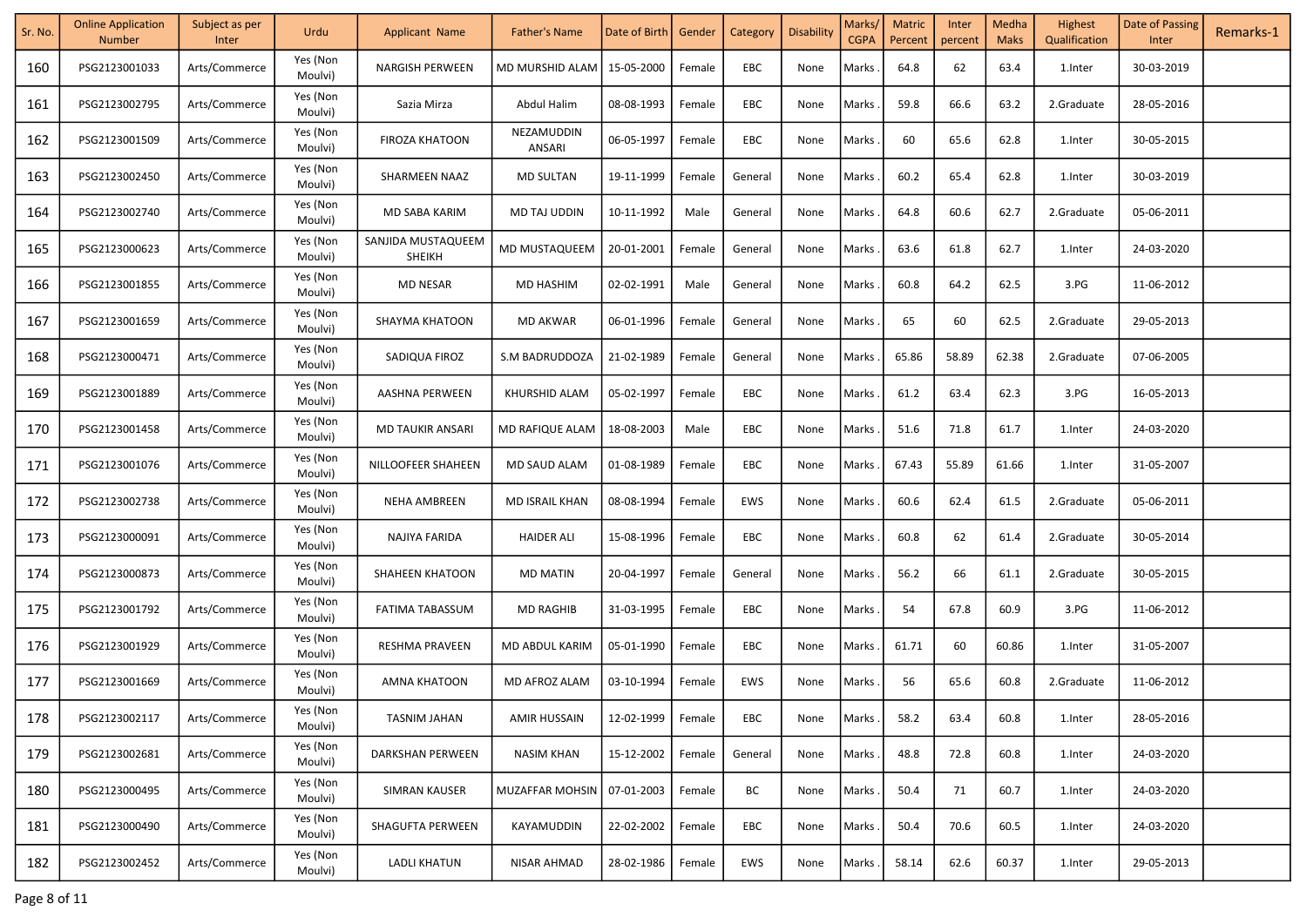| Sr. No. | Online Application Number | Subject as per Inter | Urdu | Applicant Name | Father's Name | Date of Birth | Gender | Category | Disability | Marks/ CGPA | Matric Percent | Inter percent | Medha Maks | Highest Qualification | Date of Passing Inter | Remarks-1 |
|---|---|---|---|---|---|---|---|---|---|---|---|---|---|---|---|---|
| 160 | PSG2123001033 | Arts/Commerce | Yes (Non Moulvi) | NARGISH PERWEEN | MD MURSHID ALAM | 15-05-2000 | Female | EBC | None | Marks . | 64.8 | 62 | 63.4 | 1.Inter | 30-03-2019 | |
| 161 | PSG2123002795 | Arts/Commerce | Yes (Non Moulvi) | Sazia Mirza | Abdul Halim | 08-08-1993 | Female | EBC | None | Marks . | 59.8 | 66.6 | 63.2 | 2.Graduate | 28-05-2016 | |
| 162 | PSG2123001509 | Arts/Commerce | Yes (Non Moulvi) | FIROZA KHATOON | NEZAMUDDIN ANSARI | 06-05-1997 | Female | EBC | None | Marks . | 60 | 65.6 | 62.8 | 1.Inter | 30-05-2015 | |
| 163 | PSG2123002450 | Arts/Commerce | Yes (Non Moulvi) | SHARMEEN NAAZ | MD SULTAN | 19-11-1999 | Female | General | None | Marks . | 60.2 | 65.4 | 62.8 | 1.Inter | 30-03-2019 | |
| 164 | PSG2123002740 | Arts/Commerce | Yes (Non Moulvi) | MD SABA KARIM | MD TAJ UDDIN | 10-11-1992 | Male | General | None | Marks . | 64.8 | 60.6 | 62.7 | 2.Graduate | 05-06-2011 | |
| 165 | PSG2123000623 | Arts/Commerce | Yes (Non Moulvi) | SANJIDA MUSTAQUEEM SHEIKH | MD MUSTAQUEEM | 20-01-2001 | Female | General | None | Marks . | 63.6 | 61.8 | 62.7 | 1.Inter | 24-03-2020 | |
| 166 | PSG2123001855 | Arts/Commerce | Yes (Non Moulvi) | MD NESAR | MD HASHIM | 02-02-1991 | Male | General | None | Marks . | 60.8 | 64.2 | 62.5 | 3.PG | 11-06-2012 | |
| 167 | PSG2123001659 | Arts/Commerce | Yes (Non Moulvi) | SHAYMA KHATOON | MD AKWAR | 06-01-1996 | Female | General | None | Marks . | 65 | 60 | 62.5 | 2.Graduate | 29-05-2013 | |
| 168 | PSG2123000471 | Arts/Commerce | Yes (Non Moulvi) | SADIQUA FIROZ | S.M BADRUDDOZA | 21-02-1989 | Female | General | None | Marks . | 65.86 | 58.89 | 62.38 | 2.Graduate | 07-06-2005 | |
| 169 | PSG2123001889 | Arts/Commerce | Yes (Non Moulvi) | AASHNA PERWEEN | KHURSHID ALAM | 05-02-1997 | Female | EBC | None | Marks . | 61.2 | 63.4 | 62.3 | 3.PG | 16-05-2013 | |
| 170 | PSG2123001458 | Arts/Commerce | Yes (Non Moulvi) | MD TAUKIR ANSARI | MD RAFIQUE ALAM | 18-08-2003 | Male | EBC | None | Marks . | 51.6 | 71.8 | 61.7 | 1.Inter | 24-03-2020 | |
| 171 | PSG2123001076 | Arts/Commerce | Yes (Non Moulvi) | NILLOOFEER SHAHEEN | MD SAUD ALAM | 01-08-1989 | Female | EBC | None | Marks . | 67.43 | 55.89 | 61.66 | 1.Inter | 31-05-2007 | |
| 172 | PSG2123002738 | Arts/Commerce | Yes (Non Moulvi) | NEHA AMBREEN | MD ISRAIL KHAN | 08-08-1994 | Female | EWS | None | Marks . | 60.6 | 62.4 | 61.5 | 2.Graduate | 05-06-2011 | |
| 173 | PSG2123000091 | Arts/Commerce | Yes (Non Moulvi) | NAJIYA FARIDA | HAIDER ALI | 15-08-1996 | Female | EBC | None | Marks . | 60.8 | 62 | 61.4 | 2.Graduate | 30-05-2014 | |
| 174 | PSG2123000873 | Arts/Commerce | Yes (Non Moulvi) | SHAHEEN KHATOON | MD MATIN | 20-04-1997 | Female | General | None | Marks . | 56.2 | 66 | 61.1 | 2.Graduate | 30-05-2015 | |
| 175 | PSG2123001792 | Arts/Commerce | Yes (Non Moulvi) | FATIMA TABASSUM | MD RAGHIB | 31-03-1995 | Female | EBC | None | Marks . | 54 | 67.8 | 60.9 | 3.PG | 11-06-2012 | |
| 176 | PSG2123001929 | Arts/Commerce | Yes (Non Moulvi) | RESHMA PRAVEEN | MD ABDUL KARIM | 05-01-1990 | Female | EBC | None | Marks . | 61.71 | 60 | 60.86 | 1.Inter | 31-05-2007 | |
| 177 | PSG2123001669 | Arts/Commerce | Yes (Non Moulvi) | AMNA KHATOON | MD AFROZ ALAM | 03-10-1994 | Female | EWS | None | Marks . | 56 | 65.6 | 60.8 | 2.Graduate | 11-06-2012 | |
| 178 | PSG2123002117 | Arts/Commerce | Yes (Non Moulvi) | TASNIM JAHAN | AMIR HUSSAIN | 12-02-1999 | Female | EBC | None | Marks . | 58.2 | 63.4 | 60.8 | 1.Inter | 28-05-2016 | |
| 179 | PSG2123002681 | Arts/Commerce | Yes (Non Moulvi) | DARKSHAN PERWEEN | NASIM KHAN | 15-12-2002 | Female | General | None | Marks . | 48.8 | 72.8 | 60.8 | 1.Inter | 24-03-2020 | |
| 180 | PSG2123000495 | Arts/Commerce | Yes (Non Moulvi) | SIMRAN KAUSER | MUZAFFAR MOHSIN | 07-01-2003 | Female | BC | None | Marks . | 50.4 | 71 | 60.7 | 1.Inter | 24-03-2020 | |
| 181 | PSG2123000490 | Arts/Commerce | Yes (Non Moulvi) | SHAGUFTA PERWEEN | KAYAMUDDIN | 22-02-2002 | Female | EBC | None | Marks . | 50.4 | 70.6 | 60.5 | 1.Inter | 24-03-2020 | |
| 182 | PSG2123002452 | Arts/Commerce | Yes (Non Moulvi) | LADLI KHATUN | NISAR AHMAD | 28-02-1986 | Female | EWS | None | Marks . | 58.14 | 62.6 | 60.37 | 1.Inter | 29-05-2013 | |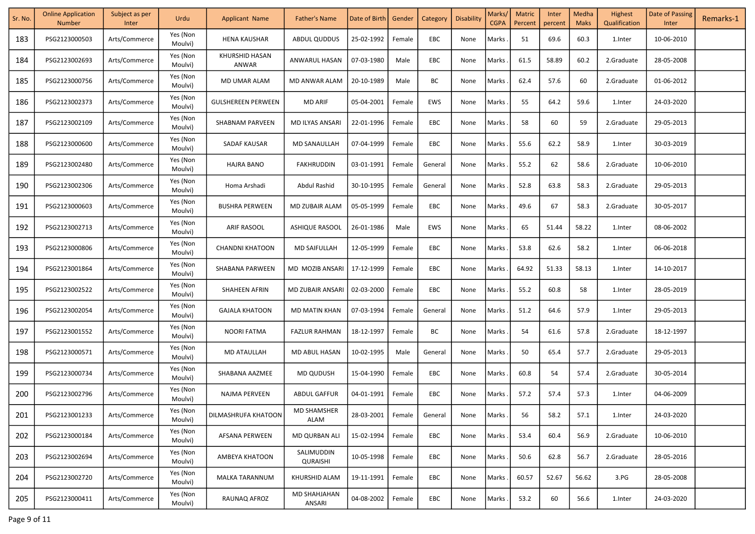| Sr. No. | Online Application Number | Subject as per Inter | Urdu | Applicant Name | Father's Name | Date of Birth | Gender | Category | Disability | Marks/ CGPA | Matric Percent | Inter percent | Medha Maks | Highest Qualification | Date of Passing Inter | Remarks-1 |
|---|---|---|---|---|---|---|---|---|---|---|---|---|---|---|---|---|
| 183 | PSG2123000503 | Arts/Commerce | Yes (Non Moulvi) | HENA KAUSHAR | ABDUL QUDDUS | 25-02-1992 | Female | EBC | None | Marks . | 51 | 69.6 | 60.3 | 1.Inter | 10-06-2010 | |
| 184 | PSG2123002693 | Arts/Commerce | Yes (Non Moulvi) | KHURSHID HASAN ANWAR | ANWARUL HASAN | 07-03-1980 | Male | EBC | None | Marks . | 61.5 | 58.89 | 60.2 | 2.Graduate | 28-05-2008 | |
| 185 | PSG2123000756 | Arts/Commerce | Yes (Non Moulvi) | MD UMAR ALAM | MD ANWAR ALAM | 20-10-1989 | Male | BC | None | Marks . | 62.4 | 57.6 | 60 | 2.Graduate | 01-06-2012 | |
| 186 | PSG2123002373 | Arts/Commerce | Yes (Non Moulvi) | GULSHEREEN PERWEEN | MD ARIF | 05-04-2001 | Female | EWS | None | Marks . | 55 | 64.2 | 59.6 | 1.Inter | 24-03-2020 | |
| 187 | PSG2123002109 | Arts/Commerce | Yes (Non Moulvi) | SHABNAM PARVEEN | MD ILYAS ANSARI | 22-01-1996 | Female | EBC | None | Marks . | 58 | 60 | 59 | 2.Graduate | 29-05-2013 | |
| 188 | PSG2123000600 | Arts/Commerce | Yes (Non Moulvi) | SADAF KAUSAR | MD SANAULLAH | 07-04-1999 | Female | EBC | None | Marks . | 55.6 | 62.2 | 58.9 | 1.Inter | 30-03-2019 | |
| 189 | PSG2123002480 | Arts/Commerce | Yes (Non Moulvi) | HAJRA BANO | FAKHRUDDIN | 03-01-1991 | Female | General | None | Marks . | 55.2 | 62 | 58.6 | 2.Graduate | 10-06-2010 | |
| 190 | PSG2123002306 | Arts/Commerce | Yes (Non Moulvi) | Homa Arshadi | Abdul Rashid | 30-10-1995 | Female | General | None | Marks . | 52.8 | 63.8 | 58.3 | 2.Graduate | 29-05-2013 | |
| 191 | PSG2123000603 | Arts/Commerce | Yes (Non Moulvi) | BUSHRA PERWEEN | MD ZUBAIR ALAM | 05-05-1999 | Female | EBC | None | Marks . | 49.6 | 67 | 58.3 | 2.Graduate | 30-05-2017 | |
| 192 | PSG2123002713 | Arts/Commerce | Yes (Non Moulvi) | ARIF RASOOL | ASHIQUE RASOOL | 26-01-1986 | Male | EWS | None | Marks . | 65 | 51.44 | 58.22 | 1.Inter | 08-06-2002 | |
| 193 | PSG2123000806 | Arts/Commerce | Yes (Non Moulvi) | CHANDNI KHATOON | MD SAIFULLAH | 12-05-1999 | Female | EBC | None | Marks . | 53.8 | 62.6 | 58.2 | 1.Inter | 06-06-2018 | |
| 194 | PSG2123001864 | Arts/Commerce | Yes (Non Moulvi) | SHABANA PARWEEN | MD MOZIB ANSARI | 17-12-1999 | Female | EBC | None | Marks . | 64.92 | 51.33 | 58.13 | 1.Inter | 14-10-2017 | |
| 195 | PSG2123002522 | Arts/Commerce | Yes (Non Moulvi) | SHAHEEN AFRIN | MD ZUBAIR ANSARI | 02-03-2000 | Female | EBC | None | Marks . | 55.2 | 60.8 | 58 | 1.Inter | 28-05-2019 | |
| 196 | PSG2123002054 | Arts/Commerce | Yes (Non Moulvi) | GAJALA KHATOON | MD MATIN KHAN | 07-03-1994 | Female | General | None | Marks . | 51.2 | 64.6 | 57.9 | 1.Inter | 29-05-2013 | |
| 197 | PSG2123001552 | Arts/Commerce | Yes (Non Moulvi) | NOORI FATMA | FAZLUR RAHMAN | 18-12-1997 | Female | BC | None | Marks . | 54 | 61.6 | 57.8 | 2.Graduate | 18-12-1997 | |
| 198 | PSG2123000571 | Arts/Commerce | Yes (Non Moulvi) | MD ATAULLAH | MD ABUL HASAN | 10-02-1995 | Male | General | None | Marks . | 50 | 65.4 | 57.7 | 2.Graduate | 29-05-2013 | |
| 199 | PSG2123000734 | Arts/Commerce | Yes (Non Moulvi) | SHABANA AAZMEE | MD QUDUSH | 15-04-1990 | Female | EBC | None | Marks . | 60.8 | 54 | 57.4 | 2.Graduate | 30-05-2014 | |
| 200 | PSG2123002796 | Arts/Commerce | Yes (Non Moulvi) | NAJMA PERVEEN | ABDUL GAFFUR | 04-01-1991 | Female | EBC | None | Marks . | 57.2 | 57.4 | 57.3 | 1.Inter | 04-06-2009 | |
| 201 | PSG2123001233 | Arts/Commerce | Yes (Non Moulvi) | DILMASHRUFA KHATOON | MD SHAMSHER ALAM | 28-03-2001 | Female | General | None | Marks . | 56 | 58.2 | 57.1 | 1.Inter | 24-03-2020 | |
| 202 | PSG2123000184 | Arts/Commerce | Yes (Non Moulvi) | AFSANA PERWEEN | MD QURBAN ALI | 15-02-1994 | Female | EBC | None | Marks . | 53.4 | 60.4 | 56.9 | 2.Graduate | 10-06-2010 | |
| 203 | PSG2123002694 | Arts/Commerce | Yes (Non Moulvi) | AMBEYA KHATOON | SALIMUDDIN QURAISHI | 10-05-1998 | Female | EBC | None | Marks . | 50.6 | 62.8 | 56.7 | 2.Graduate | 28-05-2016 | |
| 204 | PSG2123002720 | Arts/Commerce | Yes (Non Moulvi) | MALKA TARANNUM | KHURSHID ALAM | 19-11-1991 | Female | EBC | None | Marks . | 60.57 | 52.67 | 56.62 | 3.PG | 28-05-2008 | |
| 205 | PSG2123000411 | Arts/Commerce | Yes (Non Moulvi) | RAUNAQ AFROZ | MD SHAHJAHAN ANSARI | 04-08-2002 | Female | EBC | None | Marks . | 53.2 | 60 | 56.6 | 1.Inter | 24-03-2020 | |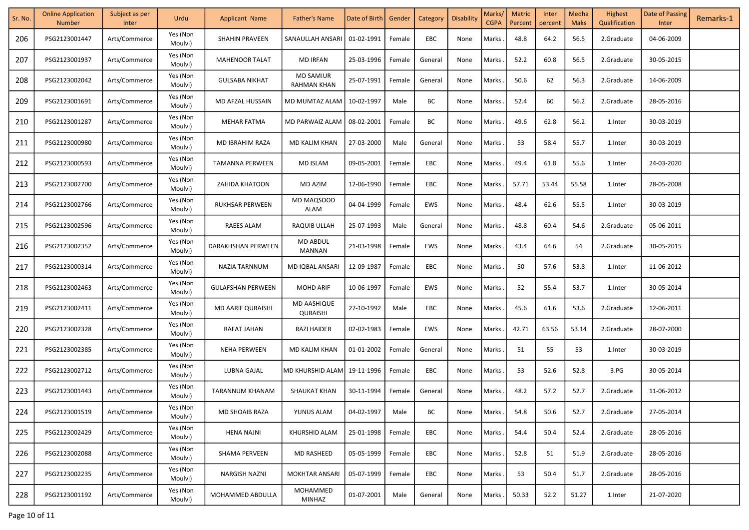| Sr. No. | Online Application Number | Subject as per Inter | Urdu | Applicant Name | Father's Name | Date of Birth | Gender | Category | Disability | Marks/ CGPA | Matric Percent | Inter percent | Medha Maks | Highest Qualification | Date of Passing Inter | Remarks-1 |
|---|---|---|---|---|---|---|---|---|---|---|---|---|---|---|---|---|
| 206 | PSG2123001447 | Arts/Commerce | Yes (Non Moulvi) | SHAHIN PRAVEEN | SANAULLAH ANSARI | 01-02-1991 | Female | EBC | None | Marks . | 48.8 | 64.2 | 56.5 | 2.Graduate | 04-06-2009 | |
| 207 | PSG2123001937 | Arts/Commerce | Yes (Non Moulvi) | MAHENOOR TALAT | MD IRFAN | 25-03-1996 | Female | General | None | Marks . | 52.2 | 60.8 | 56.5 | 2.Graduate | 30-05-2015 | |
| 208 | PSG2123002042 | Arts/Commerce | Yes (Non Moulvi) | GULSABA NIKHAT | MD SAMIUR RAHMAN KHAN | 25-07-1991 | Female | General | None | Marks . | 50.6 | 62 | 56.3 | 2.Graduate | 14-06-2009 | |
| 209 | PSG2123001691 | Arts/Commerce | Yes (Non Moulvi) | MD AFZAL HUSSAIN | MD MUMTAZ ALAM | 10-02-1997 | Male | BC | None | Marks . | 52.4 | 60 | 56.2 | 2.Graduate | 28-05-2016 | |
| 210 | PSG2123001287 | Arts/Commerce | Yes (Non Moulvi) | MEHAR FATMA | MD PARWAIZ ALAM | 08-02-2001 | Female | BC | None | Marks . | 49.6 | 62.8 | 56.2 | 1.Inter | 30-03-2019 | |
| 211 | PSG2123000980 | Arts/Commerce | Yes (Non Moulvi) | MD IBRAHIM RAZA | MD KALIM KHAN | 27-03-2000 | Male | General | None | Marks . | 53 | 58.4 | 55.7 | 1.Inter | 30-03-2019 | |
| 212 | PSG2123000593 | Arts/Commerce | Yes (Non Moulvi) | TAMANNA PERWEEN | MD ISLAM | 09-05-2001 | Female | EBC | None | Marks . | 49.4 | 61.8 | 55.6 | 1.Inter | 24-03-2020 | |
| 213 | PSG2123002700 | Arts/Commerce | Yes (Non Moulvi) | ZAHIDA KHATOON | MD AZIM | 12-06-1990 | Female | EBC | None | Marks . | 57.71 | 53.44 | 55.58 | 1.Inter | 28-05-2008 | |
| 214 | PSG2123002766 | Arts/Commerce | Yes (Non Moulvi) | RUKHSAR PERWEEN | MD MAQSOOD ALAM | 04-04-1999 | Female | EWS | None | Marks . | 48.4 | 62.6 | 55.5 | 1.Inter | 30-03-2019 | |
| 215 | PSG2123002596 | Arts/Commerce | Yes (Non Moulvi) | RAEES ALAM | RAQUIB ULLAH | 25-07-1993 | Male | General | None | Marks . | 48.8 | 60.4 | 54.6 | 2.Graduate | 05-06-2011 | |
| 216 | PSG2123002352 | Arts/Commerce | Yes (Non Moulvi) | DARAKHSHAN PERWEEN | MD ABDUL MANNAN | 21-03-1998 | Female | EWS | None | Marks . | 43.4 | 64.6 | 54 | 2.Graduate | 30-05-2015 | |
| 217 | PSG2123000314 | Arts/Commerce | Yes (Non Moulvi) | NAZIA TARNNUM | MD IQBAL ANSARI | 12-09-1987 | Female | EBC | None | Marks . | 50 | 57.6 | 53.8 | 1.Inter | 11-06-2012 | |
| 218 | PSG2123002463 | Arts/Commerce | Yes (Non Moulvi) | GULAFSHAN PERWEEN | MOHD ARIF | 10-06-1997 | Female | EWS | None | Marks . | 52 | 55.4 | 53.7 | 1.Inter | 30-05-2014 | |
| 219 | PSG2123002411 | Arts/Commerce | Yes (Non Moulvi) | MD AARIF QURAISHI | MD AASHIQUE QURAISHI | 27-10-1992 | Male | EBC | None | Marks . | 45.6 | 61.6 | 53.6 | 2.Graduate | 12-06-2011 | |
| 220 | PSG2123002328 | Arts/Commerce | Yes (Non Moulvi) | RAFAT JAHAN | RAZI HAIDER | 02-02-1983 | Female | EWS | None | Marks . | 42.71 | 63.56 | 53.14 | 2.Graduate | 28-07-2000 | |
| 221 | PSG2123002385 | Arts/Commerce | Yes (Non Moulvi) | NEHA PERWEEN | MD KALIM KHAN | 01-01-2002 | Female | General | None | Marks . | 51 | 55 | 53 | 1.Inter | 30-03-2019 | |
| 222 | PSG2123002712 | Arts/Commerce | Yes (Non Moulvi) | LUBNA GAJAL | MD KHURSHID ALAM | 19-11-1996 | Female | EBC | None | Marks . | 53 | 52.6 | 52.8 | 3.PG | 30-05-2014 | |
| 223 | PSG2123001443 | Arts/Commerce | Yes (Non Moulvi) | TARANNUM KHANAM | SHAUKAT KHAN | 30-11-1994 | Female | General | None | Marks . | 48.2 | 57.2 | 52.7 | 2.Graduate | 11-06-2012 | |
| 224 | PSG2123001519 | Arts/Commerce | Yes (Non Moulvi) | MD SHOAIB RAZA | YUNUS ALAM | 04-02-1997 | Male | BC | None | Marks . | 54.8 | 50.6 | 52.7 | 2.Graduate | 27-05-2014 | |
| 225 | PSG2123002429 | Arts/Commerce | Yes (Non Moulvi) | HENA NAJNI | KHURSHID ALAM | 25-01-1998 | Female | EBC | None | Marks . | 54.4 | 50.4 | 52.4 | 2.Graduate | 28-05-2016 | |
| 226 | PSG2123002088 | Arts/Commerce | Yes (Non Moulvi) | SHAMA PERVEEN | MD RASHEED | 05-05-1999 | Female | EBC | None | Marks . | 52.8 | 51 | 51.9 | 2.Graduate | 28-05-2016 | |
| 227 | PSG2123002235 | Arts/Commerce | Yes (Non Moulvi) | NARGISH NAZNI | MOKHTAR ANSARI | 05-07-1999 | Female | EBC | None | Marks . | 53 | 50.4 | 51.7 | 2.Graduate | 28-05-2016 | |
| 228 | PSG2123001192 | Arts/Commerce | Yes (Non Moulvi) | MOHAMMED ABDULLA | MOHAMMED MINHAZ | 01-07-2001 | Male | General | None | Marks . | 50.33 | 52.2 | 51.27 | 1.Inter | 21-07-2020 | |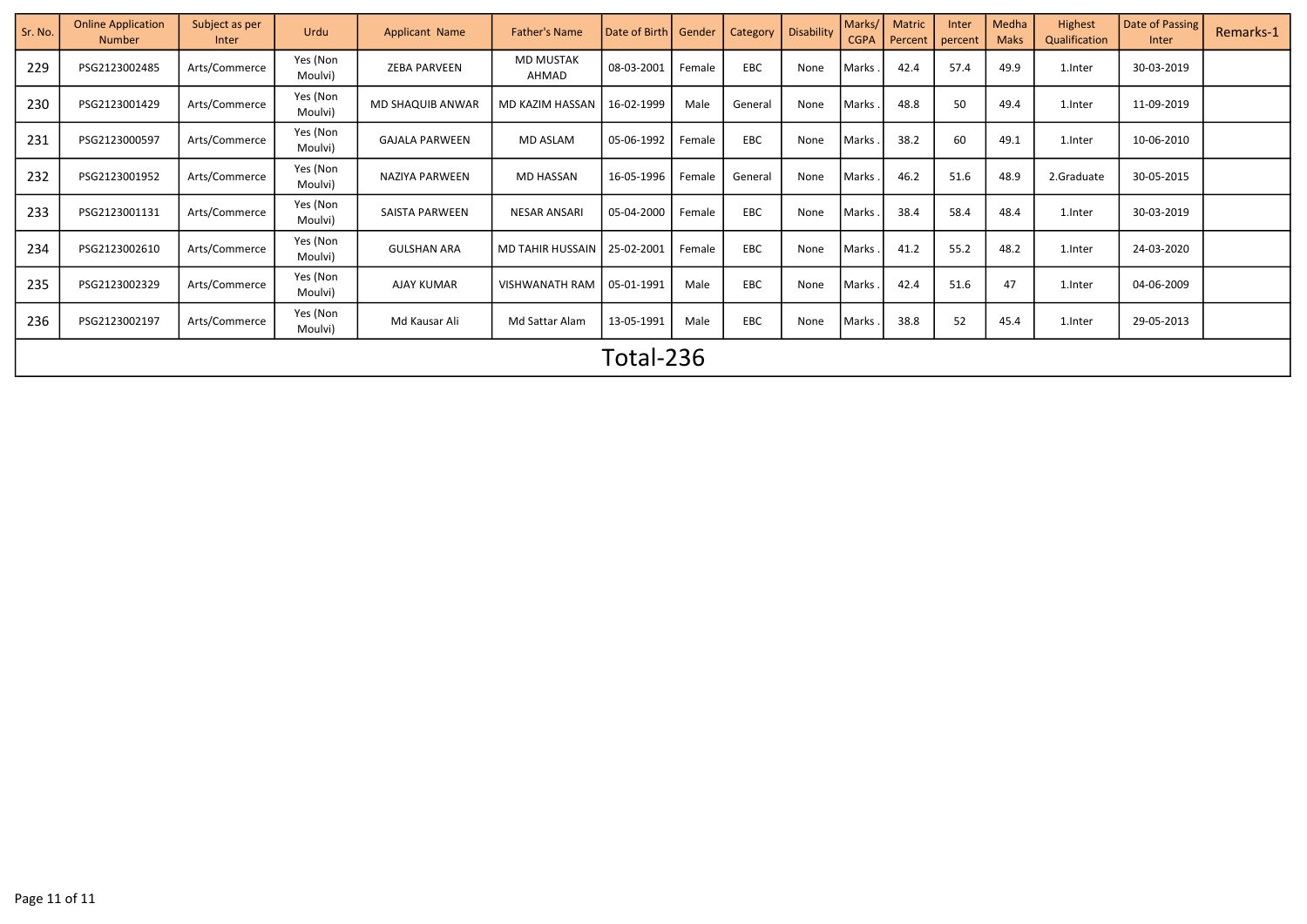| Sr. No. | Online Application Number | Subject as per Inter | Urdu | Applicant Name | Father's Name | Date of Birth | Gender | Category | Disability | Marks/ CGPA | Matric Percent | Inter percent | Medha Maks | Highest Qualification | Date of Passing Inter | Remarks-1 |
|---|---|---|---|---|---|---|---|---|---|---|---|---|---|---|---|---|
| 229 | PSG2123002485 | Arts/Commerce | Yes (Non Moulvi) | ZEBA PARVEEN | MD MUSTAK AHMAD | 08-03-2001 | Female | EBC | None | Marks | 42.4 | 57.4 | 49.9 | 1.Inter | 30-03-2019 | |
| 230 | PSG2123001429 | Arts/Commerce | Yes (Non Moulvi) | MD SHAQUIB ANWAR | MD KAZIM HASSAN | 16-02-1999 | Male | General | None | Marks | 48.8 | 50 | 49.4 | 1.Inter | 11-09-2019 | |
| 231 | PSG2123000597 | Arts/Commerce | Yes (Non Moulvi) | GAJALA PARWEEN | MD ASLAM | 05-06-1992 | Female | EBC | None | Marks | 38.2 | 60 | 49.1 | 1.Inter | 10-06-2010 | |
| 232 | PSG2123001952 | Arts/Commerce | Yes (Non Moulvi) | NAZIYA PARWEEN | MD HASSAN | 16-05-1996 | Female | General | None | Marks | 46.2 | 51.6 | 48.9 | 2.Graduate | 30-05-2015 | |
| 233 | PSG2123001131 | Arts/Commerce | Yes (Non Moulvi) | SAISTA PARWEEN | NESAR ANSARI | 05-04-2000 | Female | EBC | None | Marks | 38.4 | 58.4 | 48.4 | 1.Inter | 30-03-2019 | |
| 234 | PSG2123002610 | Arts/Commerce | Yes (Non Moulvi) | GULSHAN ARA | MD TAHIR HUSSAIN | 25-02-2001 | Female | EBC | None | Marks | 41.2 | 55.2 | 48.2 | 1.Inter | 24-03-2020 | |
| 235 | PSG2123002329 | Arts/Commerce | Yes (Non Moulvi) | AJAY KUMAR | VISHWANATH RAM | 05-01-1991 | Male | EBC | None | Marks | 42.4 | 51.6 | 47 | 1.Inter | 04-06-2009 | |
| 236 | PSG2123002197 | Arts/Commerce | Yes (Non Moulvi) | Md Kausar Ali | Md Sattar Alam | 13-05-1991 | Male | EBC | None | Marks | 38.8 | 52 | 45.4 | 1.Inter | 29-05-2013 | |
| Total-236 | | | | | | | | | | | | | | | | |